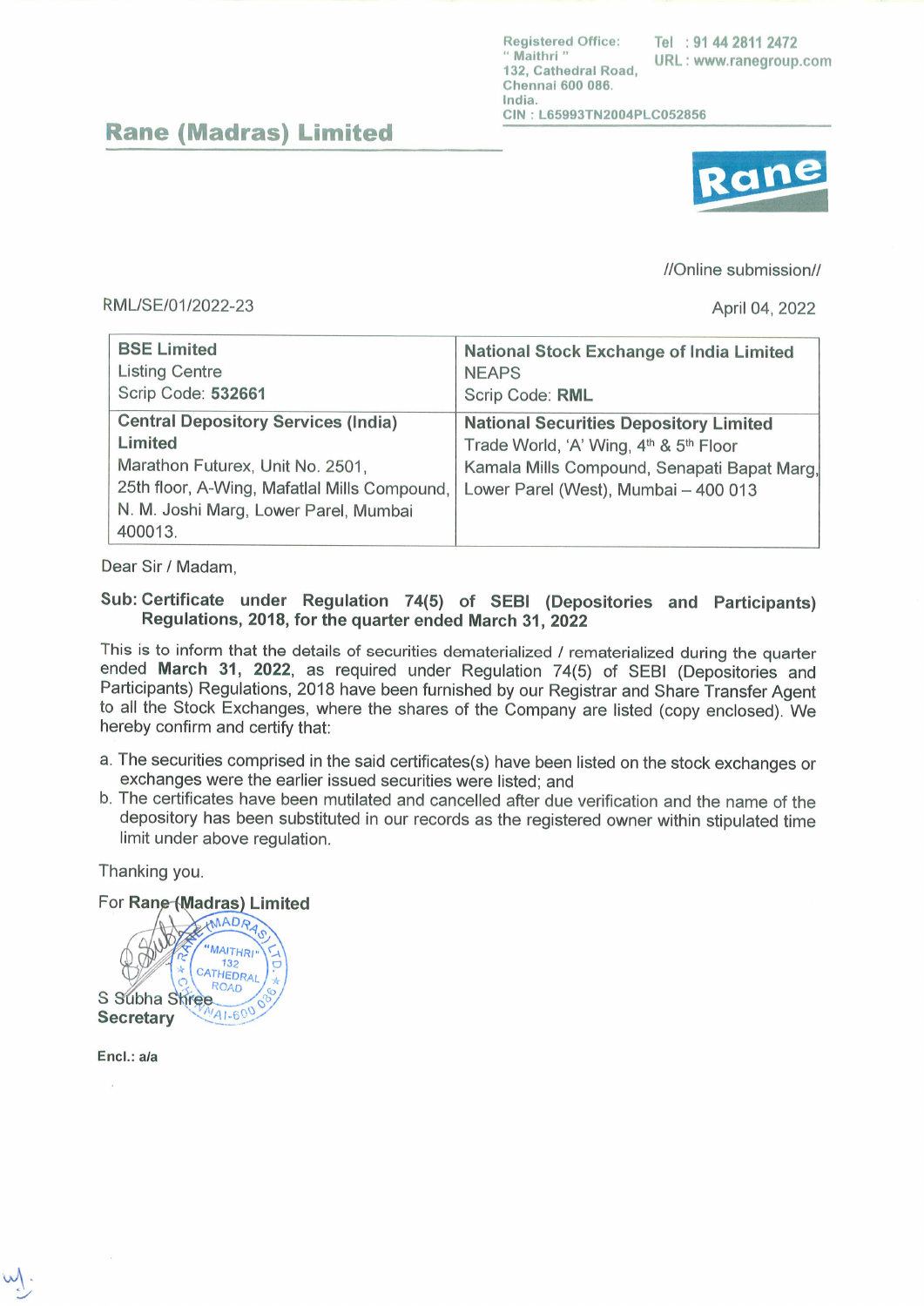Registered Office:
" Maithri "
132, Cathedral Road,
Chennai 600 086.
India.
CIN : L65993TN2004PLC052856

Tel : 91 44 2811 2472
URL : www.ranegroup.com

# Rane (Madras) Limited

//Online submission//

RML/SE/01/2022-23

April 04, 2022

| **BSE Limited**<br>Listing Centre<br>Scrip Code: **532661** | **National Stock Exchange of India Limited**<br>NEAPS<br>Scrip Code: **RML** |
|---|---|
| **Central Depository Services (India) Limited**<br>Marathon Futurex, Unit No. 2501,<br>25th floor, A-Wing, Mafatlal Mills Compound,<br>N. M. Joshi Marg, Lower Parel, Mumbai 400013. | **National Securities Depository Limited**<br>Trade World, 'A' Wing, 4th & 5th Floor<br>Kamala Mills Compound, Senapati Bapat Marg,<br>Lower Parel (West), Mumbai – 400 013 |

Dear Sir / Madam,

**Sub: Certificate under Regulation 74(5) of SEBI (Depositories and Participants) Regulations, 2018, for the quarter ended March 31, 2022**

This is to inform that the details of securities dematerialized / rematerialized during the quarter ended **March 31, 2022**, as required under Regulation 74(5) of SEBI (Depositories and Participants) Regulations, 2018 have been furnished by our Registrar and Share Transfer Agent to all the Stock Exchanges, where the shares of the Company are listed (copy enclosed). We hereby confirm and certify that:

a. The securities comprised in the said certificates(s) have been listed on the stock exchanges or exchanges were the earlier issued securities were listed; and
b. The certificates have been mutilated and cancelled after due verification and the name of the depository has been substituted in our records as the registered owner within stipulated time limit under above regulation.

Thanking you.

For **Rane (Madras) Limited**

S Subha Shree
**Secretary**

**Encl.: a/a**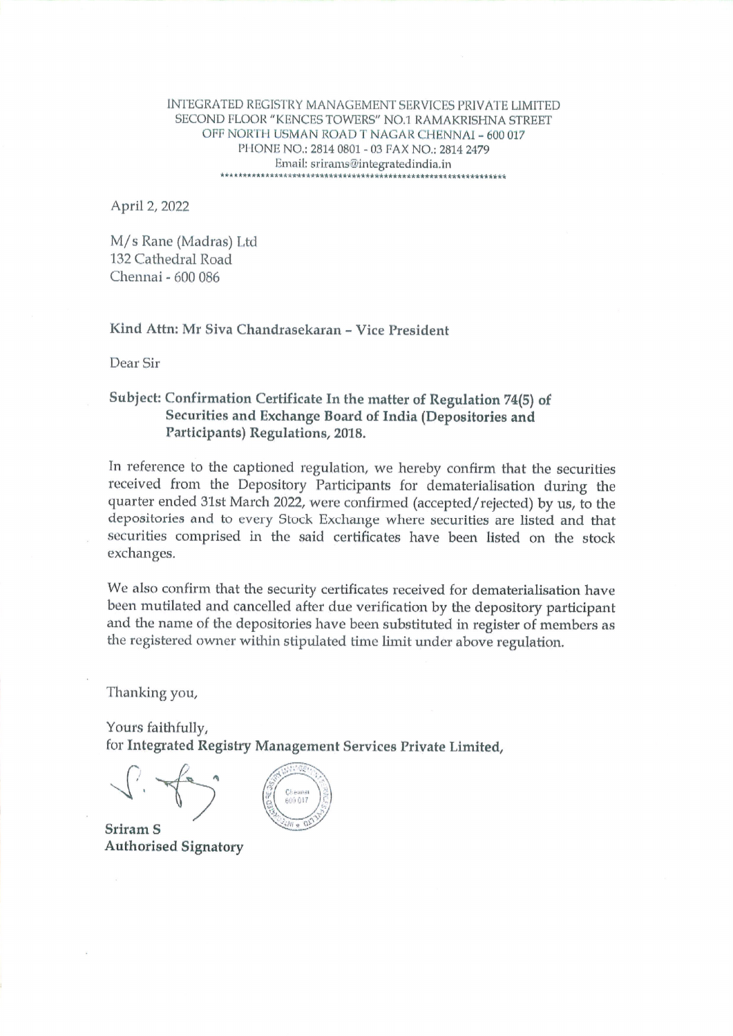INTEGRATED REGISTRY MANAGEMENT SERVICES PRIVATE LIMITED
SECOND FLOOR "KENCES TOWERS" NO.1 RAMAKRISHNA STREET
OFF NORTH USMAN ROAD T NAGAR CHENNAI – 600 017
PHONE NO.: 2814 0801 - 03 FAX NO.: 2814 2479
Email: srirams@integratedindia.in

April 2, 2022

M/s Rane (Madras) Ltd
132 Cathedral Road
Chennai - 600 086

**Kind Attn: Mr Siva Chandrasekaran – Vice President**

Dear Sir

**Subject: Confirmation Certificate In the matter of Regulation 74(5) of Securities and Exchange Board of India (Depositories and Participants) Regulations, 2018.**

In reference to the captioned regulation, we hereby confirm that the securities received from the Depository Participants for dematerialisation during the quarter ended 31st March 2022, were confirmed (accepted/rejected) by us, to the depositories and to every Stock Exchange where securities are listed and that securities comprised in the said certificates have been listed on the stock exchanges.

We also confirm that the security certificates received for dematerialisation have been mutilated and cancelled after due verification by the depository participant and the name of the depositories have been substituted in register of members as the registered owner within stipulated time limit under above regulation.

Thanking you,

Yours faithfully,
for **Integrated Registry Management Services Private Limited,**

**Sriram S**
**Authorised Signatory**